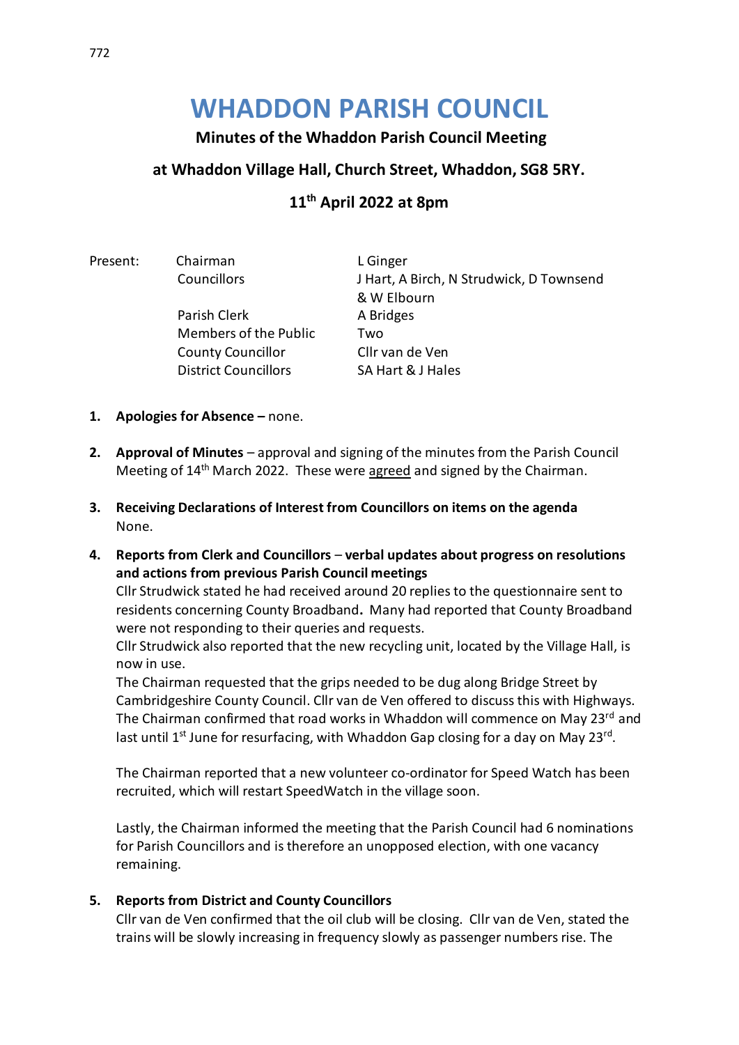# WHADDON PARISH COUNCIL

**Minutes of the Whaddon Parish Council Meeting**

**at Whaddon Village Hall, Church Street, Whaddon, SG8 5RY.**

**11th April 2022 at 8pm**

| Present: | | |
|---|---|---|
| | Chairman | L Ginger |
| | Councillors | J Hart, A Birch, N Strudwick, D Townsend & W Elbourn |
| | Parish Clerk | A Bridges |
| | Members of the Public | Two |
| | County Councillor | Cllr van de Ven |
| | District Councillors | SA Hart & J Hales |

1. **Apologies for Absence –** none.

2. **Approval of Minutes** – approval and signing of the minutes from the Parish Council Meeting of 14th March 2022. These were agreed and signed by the Chairman.

3. **Receiving Declarations of Interest from Councillors on items on the agenda**
   None.

4. **Reports from Clerk and Councillors** – **verbal updates about progress on resolutions and actions from previous Parish Council meetings**
   Cllr Strudwick stated he had received around 20 replies to the questionnaire sent to residents concerning County Broadband**.** Many had reported that County Broadband were not responding to their queries and requests.
   Cllr Strudwick also reported that the new recycling unit, located by the Village Hall, is now in use.
   The Chairman requested that the grips needed to be dug along Bridge Street by Cambridgeshire County Council. Cllr van de Ven offered to discuss this with Highways. The Chairman confirmed that road works in Whaddon will commence on May 23rd and last until 1st June for resurfacing, with Whaddon Gap closing for a day on May 23rd.

   The Chairman reported that a new volunteer co-ordinator for Speed Watch has been recruited, which will restart SpeedWatch in the village soon.

   Lastly, the Chairman informed the meeting that the Parish Council had 6 nominations for Parish Councillors and is therefore an unopposed election, with one vacancy remaining.

5. **Reports from District and County Councillors**
   Cllr van de Ven confirmed that the oil club will be closing. Cllr van de Ven, stated the trains will be slowly increasing in frequency slowly as passenger numbers rise. The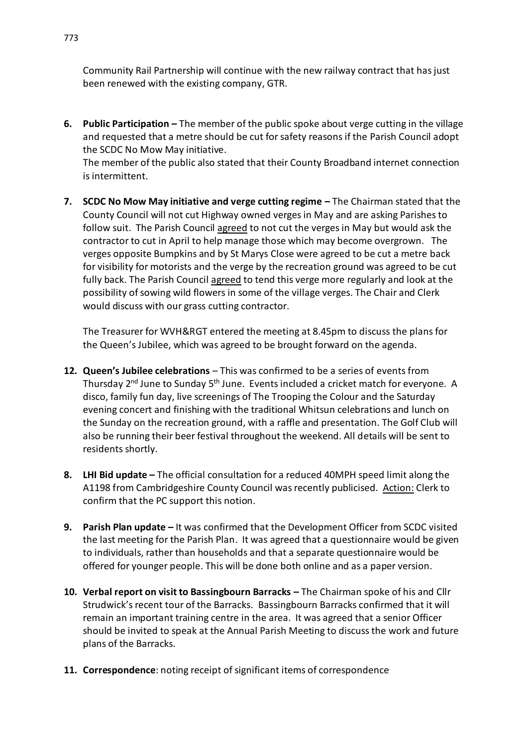Community Rail Partnership will continue with the new railway contract that has just been renewed with the existing company, GTR.

6. **Public Participation –** The member of the public spoke about verge cutting in the village and requested that a metre should be cut for safety reasons if the Parish Council adopt the SCDC No Mow May initiative.
   The member of the public also stated that their County Broadband internet connection is intermittent.

7. **SCDC No Mow May initiative and verge cutting regime –** The Chairman stated that the County Council will not cut Highway owned verges in May and are asking Parishes to follow suit. The Parish Council <u>agreed</u> to not cut the verges in May but would ask the contractor to cut in April to help manage those which may become overgrown. The verges opposite Bumpkins and by St Marys Close were agreed to be cut a metre back for visibility for motorists and the verge by the recreation ground was agreed to be cut fully back. The Parish Council <u>agreed</u> to tend this verge more regularly and look at the possibility of sowing wild flowers in some of the village verges. The Chair and Clerk would discuss with our grass cutting contractor.

   The Treasurer for WVH&RGT entered the meeting at 8.45pm to discuss the plans for the Queen's Jubilee, which was agreed to be brought forward on the agenda.

12. **Queen's Jubilee celebrations** – This was confirmed to be a series of events from Thursday 2nd June to Sunday 5th June. Events included a cricket match for everyone. A disco, family fun day, live screenings of The Trooping the Colour and the Saturday evening concert and finishing with the traditional Whitsun celebrations and lunch on the Sunday on the recreation ground, with a raffle and presentation. The Golf Club will also be running their beer festival throughout the weekend. All details will be sent to residents shortly.

8. **LHI Bid update –** The official consultation for a reduced 40MPH speed limit along the A1198 from Cambridgeshire County Council was recently publicised. <u>Action:</u> Clerk to confirm that the PC support this notion.

9. **Parish Plan update –** It was confirmed that the Development Officer from SCDC visited the last meeting for the Parish Plan. It was agreed that a questionnaire would be given to individuals, rather than households and that a separate questionnaire would be offered for younger people. This will be done both online and as a paper version.

10. **Verbal report on visit to Bassingbourn Barracks –** The Chairman spoke of his and Cllr Strudwick's recent tour of the Barracks. Bassingbourn Barracks confirmed that it will remain an important training centre in the area. It was agreed that a senior Officer should be invited to speak at the Annual Parish Meeting to discuss the work and future plans of the Barracks.

11. **Correspondence**: noting receipt of significant items of correspondence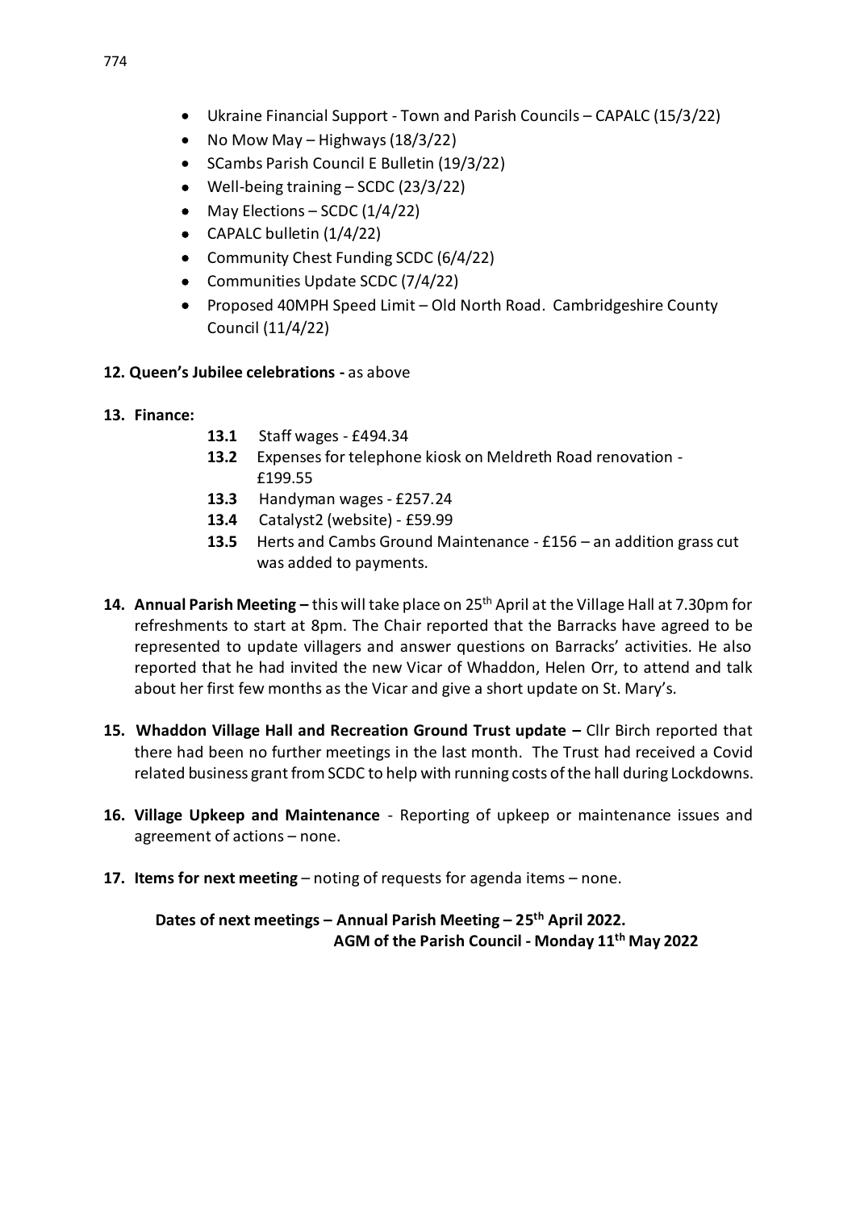- Ukraine Financial Support - Town and Parish Councils – CAPALC (15/3/22)
- No Mow May – Highways (18/3/22)
- SCambs Parish Council E Bulletin (19/3/22)
- Well-being training – SCDC (23/3/22)
- May Elections – SCDC (1/4/22)
- CAPALC bulletin (1/4/22)
- Community Chest Funding SCDC (6/4/22)
- Communities Update SCDC (7/4/22)
- Proposed 40MPH Speed Limit – Old North Road. Cambridgeshire County Council (11/4/22)

**12. Queen's Jubilee celebrations -** as above

**13. Finance:**

- **13.1** Staff wages - £494.34
- **13.2** Expenses for telephone kiosk on Meldreth Road renovation - £199.55
- **13.3** Handyman wages - £257.24
- **13.4** Catalyst2 (website) - £59.99
- **13.5** Herts and Cambs Ground Maintenance - £156 – an addition grass cut was added to payments.

**14. Annual Parish Meeting –** this will take place on 25th April at the Village Hall at 7.30pm for refreshments to start at 8pm. The Chair reported that the Barracks have agreed to be represented to update villagers and answer questions on Barracks' activities. He also reported that he had invited the new Vicar of Whaddon, Helen Orr, to attend and talk about her first few months as the Vicar and give a short update on St. Mary's.

**15. Whaddon Village Hall and Recreation Ground Trust update –** Cllr Birch reported that there had been no further meetings in the last month. The Trust had received a Covid related business grant from SCDC to help with running costs of the hall during Lockdowns.

**16. Village Upkeep and Maintenance** - Reporting of upkeep or maintenance issues and agreement of actions – none.

**17. Items for next meeting** – noting of requests for agenda items – none.

**Dates of next meetings – Annual Parish Meeting – 25th April 2022.**
**AGM of the Parish Council - Monday 11th May 2022**